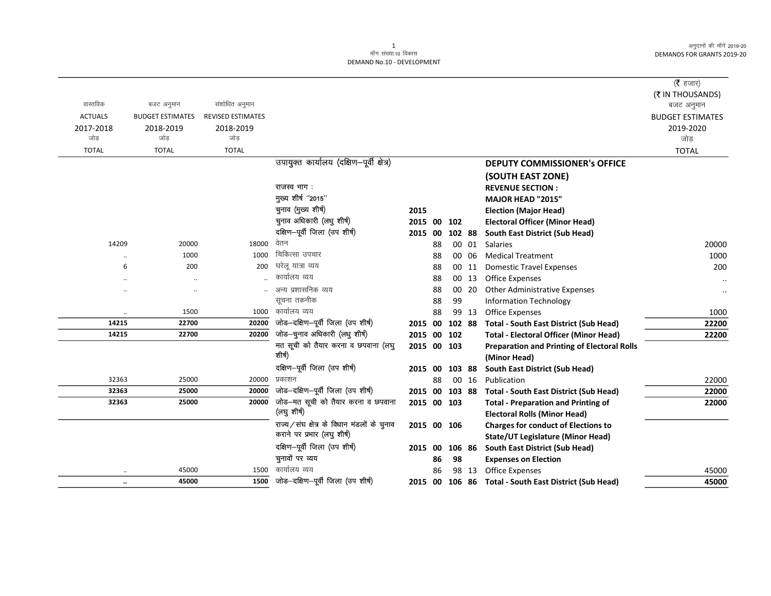मॉंग संख्या.10 विकास
DEMAND No.10 - DEVELOPMENT

अनुदानों की मॉंगें 2019-20
DEMANDS FOR GRANTS 2019-20

(₹ हजार)
(₹ IN THOUSANDS)

| वास्तविक ACTUALS 2017-2018 जोड़ TOTAL | बजट अनुमान BUDGET ESTIMATES 2018-2019 जोड़ TOTAL | संशोधित अनुमान REVISED ESTIMATES 2018-2019 जोड़ TOTAL | | | | | | | बजट अनुमान BUDGET ESTIMATES 2019-2020 जोड़ TOTAL |
|---|---|---|---|---|---|---|---|---|---|
| | | | उपायुक्त कार्यालय (दक्षिण–पूर्वी क्षेत्र) | | | | | **DEPUTY COMMISSIONER's OFFICE (SOUTH EAST ZONE)** | |
| | | | राजस्व भाग : | | | | | **REVENUE SECTION :** | |
| | | | मुख्य शीर्ष ''2015'' | | | | | **MAJOR HEAD "2015"** | |
| | | | चुनाव (मुख्य शीर्ष) | **2015** | | | | **Election (Major Head)** | |
| | | | चुनाव अधिकारी (लघु शीर्ष) | **2015** | **00** | **102** | | **Electoral Officer (Minor Head)** | |
| | | | दक्षिण–पूर्वी जिला (उप शीर्ष) | **2015** | **00** | **102** | **88** | **South East District (Sub Head)** | |
| 14209 | 20000 | 18000 | वेतन | | 88 | 00 | 01 | Salaries | 20000 |
| .. | 1000 | 1000 | चिकित्सा उपचार | | 88 | 00 | 06 | Medical Treatment | 1000 |
| 6 | 200 | 200 | घरेलू यात्रा व्यय | | 88 | 00 | 11 | Domestic Travel Expenses | 200 |
| .. | .. | .. | कार्यालय व्यय | | 88 | 00 | 13 | Office Expenses | .. |
| .. | .. | .. | अन्य प्रशासनिक व्यय | | 88 | 00 | 20 | Other Administrative Expenses | .. |
| | | | सूचना तकनीक | | 88 | 99 | | Information Technology | |
| .. | 1500 | 1000 | कार्यालय व्यय | | 88 | 99 | 13 | Office Expenses | 1000 |
| **14215** | **22700** | **20200** | जोड़–दक्षिण–पूर्वी जिला (उप शीर्ष) | **2015** | **00** | **102** | **88** | **Total - South East District (Sub Head)** | **22200** |
| **14215** | **22700** | **20200** | जोड़–चुनाव अधिकारी (लघु शीर्ष) | **2015** | **00** | **102** | | **Total - Electoral Officer (Minor Head)** | **22200** |
| | | | मत सूची को तैयार करना व छपवाना (लघु शीर्ष) | **2015** | **00** | **103** | | **Preparation and Printing of Electoral Rolls (Minor Head)** | |
| | | | दक्षिण–पूर्वी जिला (उप शीर्ष) | **2015** | **00** | **103** | **88** | **South East District (Sub Head)** | |
| 32363 | 25000 | 20000 | प्रकाशन | | 88 | 00 | 16 | Publication | 22000 |
| **32363** | **25000** | **20000** | जोड़–दक्षिण–पूर्वी जिला (उप शीर्ष) | **2015** | **00** | **103** | **88** | **Total - South East District (Sub Head)** | **22000** |
| **32363** | **25000** | **20000** | जोड़–मत सूची को तैयार करना व छपवाना (लघु शीर्ष) | **2015** | **00** | **103** | | **Total - Preparation and Printing of Electoral Rolls (Minor Head)** | **22000** |
| | | | राज्य/संघ क्षेत्र के विधान मंडलों के चुनाव कराने पर प्रभार (लघु शीर्ष) | **2015** | **00** | **106** | | **Charges for conduct of Elections to State/UT Legislature (Minor Head)** | |
| | | | दक्षिण–पूर्वी जिला (उप शीर्ष) | **2015** | **00** | **106** | **86** | **South East District (Sub Head)** | |
| | | | चुनावों पर व्यय | | **86** | **98** | | **Expenses on Election** | |
| .. | 45000 | 1500 | कार्यालय व्यय | | 86 | 98 | 13 | Office Expenses | 45000 |
| **..** | **45000** | **1500** | जोड़–दक्षिण–पूर्वी जिला (उप शीर्ष) | **2015** | **00** | **106** | **86** | **Total - South East District (Sub Head)** | **45000** |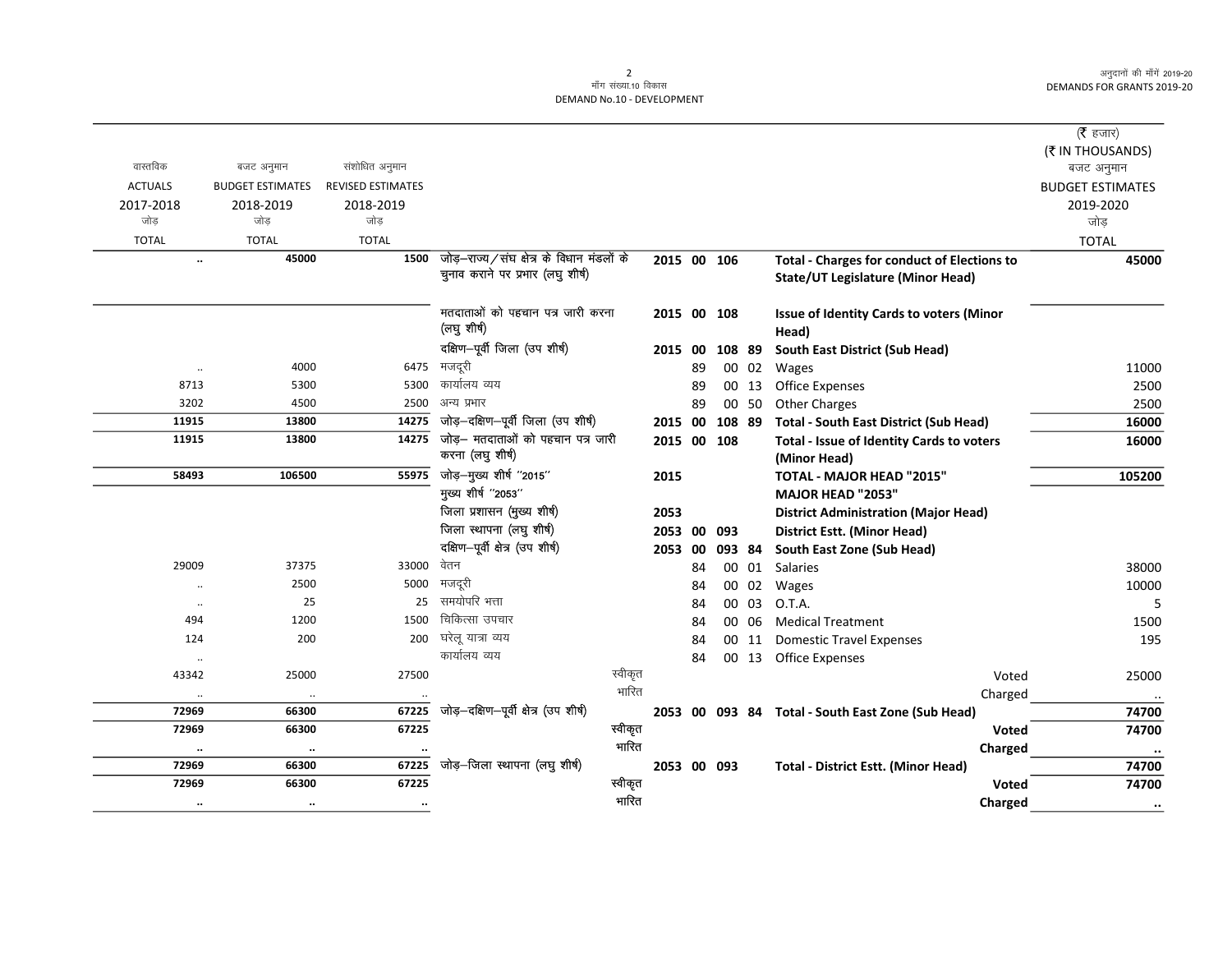| वास्तविक ACTUALS 2017-2018 जोड़ TOTAL | बजट अनुमान BUDGET ESTIMATES 2018-2019 जोड़ TOTAL | संशोधित अनुमान REVISED ESTIMATES 2018-2019 जोड़ TOTAL | | | | | | | (₹ हजार) (₹ IN THOUSANDS) बजट अनुमान BUDGET ESTIMATES 2019-2020 जोड़ TOTAL |
|---|---|---|---|---|---|---|---|---|---|
| .. | 45000 | 1500 | जोड़–राज्य/संघ क्षेत्र के विधान मंडलों के चुनाव कराने पर प्रभार (लघु शीर्ष) | 2015 | 00 | 106 | | **Total - Charges for conduct of Elections to State/UT Legislature (Minor Head)** | **45000** |
| | | | मतदाताओं को पहचान पत्र जारी करना (लघु शीर्ष) | 2015 | 00 | 108 | | **Issue of Identity Cards to voters (Minor Head)** | |
| | | | दक्षिण–पूर्वी जिला (उप शीर्ष) | 2015 | 00 | 108 | 89 | **South East District (Sub Head)** | |
| .. | 4000 | 6475 | मजदूरी | | 89 | 00 | 02 | Wages | 11000 |
| 8713 | 5300 | 5300 | कार्यालय व्यय | | 89 | 00 | 13 | Office Expenses | 2500 |
| 3202 | 4500 | 2500 | अन्य प्रभार | | 89 | 00 | 50 | Other Charges | 2500 |
| **11915** | **13800** | **14275** | जोड़–दक्षिण–पूर्वी जिला (उप शीर्ष) | 2015 | 00 | 108 | 89 | **Total - South East District (Sub Head)** | **16000** |
| **11915** | **13800** | **14275** | जोड़– मतदाताओं को पहचान पत्र जारी करना (लघु शीर्ष) | 2015 | 00 | 108 | | **Total - Issue of Identity Cards to voters (Minor Head)** | **16000** |
| **58493** | **106500** | **55975** | जोड़–मुख्य शीर्ष ''2015'' | 2015 | | | | **TOTAL - MAJOR HEAD "2015"** | **105200** |
| | | | मुख्य शीर्ष ''2053'' | | | | | **MAJOR HEAD "2053"** | |
| | | | जिला प्रशासन (मुख्य शीर्ष) | 2053 | | | | **District Administration (Major Head)** | |
| | | | जिला स्थापना (लघु शीर्ष) | 2053 | 00 | 093 | | **District Estt. (Minor Head)** | |
| | | | दक्षिण–पूर्वी क्षेत्र (उप शीर्ष) | 2053 | 00 | 093 | 84 | **South East Zone (Sub Head)** | |
| 29009 | 37375 | 33000 | वेतन | | 84 | 00 | 01 | Salaries | 38000 |
| .. | 2500 | 5000 | मजदूरी | | 84 | 00 | 02 | Wages | 10000 |
| .. | 25 | 25 | समयोपरि भत्ता | | 84 | 00 | 03 | O.T.A. | 5 |
| 494 | 1200 | 1500 | चिकित्सा उपचार | | 84 | 00 | 06 | Medical Treatment | 1500 |
| 124 | 200 | 200 | घरेलू यात्रा व्यय | | 84 | 00 | 11 | Domestic Travel Expenses | 195 |
| .. | | | कार्यालय व्यय | | 84 | 00 | 13 | Office Expenses | |
| 43342 | 25000 | 27500 | स्वीकृत | | | | | Voted | 25000 |
| .. | .. | .. | भारित | | | | | Charged | .. |
| **72969** | **66300** | **67225** | जोड़–दक्षिण–पूर्वी क्षेत्र (उप शीर्ष) | 2053 | 00 | 093 | 84 | **Total - South East Zone (Sub Head)** | **74700** |
| **72969** | **66300** | **67225** | स्वीकृत | | | | | **Voted** | **74700** |
| **..** | **..** | **..** | भारित | | | | | **Charged** | **..** |
| **72969** | **66300** | **67225** | जोड़–जिला स्थापना (लघु शीर्ष) | 2053 | 00 | 093 | | **Total - District Estt. (Minor Head)** | **74700** |
| **72969** | **66300** | **67225** | स्वीकृत | | | | | **Voted** | **74700** |
| **..** | **..** | **..** | भारित | | | | | **Charged** | **..** |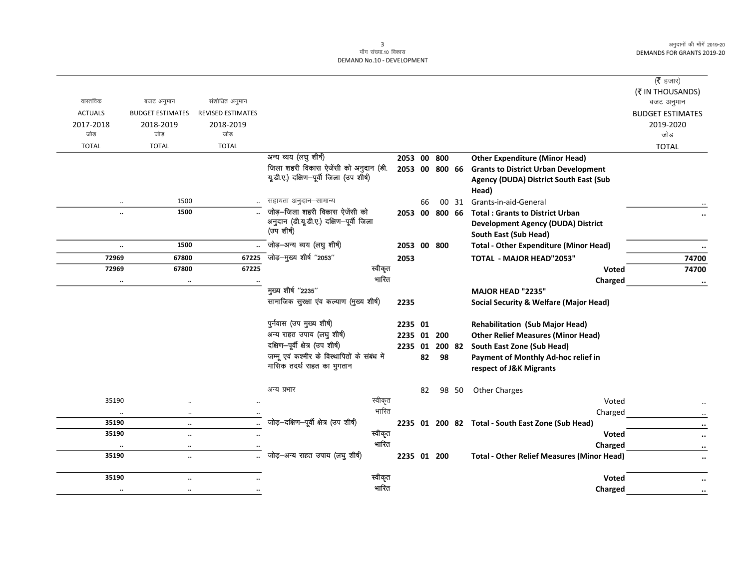| वास्तविक ACTUALS 2017-2018 जोड़ TOTAL | बजट अनुमान BUDGET ESTIMATES 2018-2019 जोड़ TOTAL | संशोधित अनुमान REVISED ESTIMATES 2018-2019 जोड़ TOTAL | | | | | | | (₹ हजार) (₹ IN THOUSANDS) बजट अनुमान BUDGET ESTIMATES 2019-2020 जोड़ TOTAL |
|---|---|---|---|---|---|---|---|---|---|
| | | | अन्य व्यय (लघु शीर्ष) | 2053 | 00 | 800 | | Other Expenditure (Minor Head) | |
| | | | जिला शहरी विकास ऐजेंसी को अनुदान (डी.यू.डी.ए.) दक्षिण–पूर्वी जिला (उप शीर्ष) | 2053 | 00 | 800 | 66 | Grants to District Urban Development Agency (DUDA) District South East (Sub Head) | |
| .. | 1500 | .. | सहायता अनुदान–सामान्य | | 66 | 00 | 31 | Grants-in-aid-General | .. |
| .. | 1500 | .. | जोड़–जिला शहरी विकास ऐजेंसी को अनुदान (डी.यू.डी.ए.) दक्षिण–पूर्वी जिला (उप शीर्ष) | 2053 | 00 | 800 | 66 | Total : Grants to District Urban Development Agency (DUDA) District South East (Sub Head) | .. |
| .. | 1500 | .. | जोड़–अन्य व्यय (लघु शीर्ष) | 2053 | 00 | 800 | | Total - Other Expenditure (Minor Head) | .. |
| 72969 | 67800 | 67225 | जोड़–मुख्य शीर्ष "2053" | 2053 | | | | TOTAL - MAJOR HEAD"2053" | 74700 |
| 72969 | 67800 | 67225 | स्वीकृत | | | | | Voted | 74700 |
| .. | .. | .. | भारित | | | | | Charged | .. |
| | | | मुख्य शीर्ष "2235" | | | | | MAJOR HEAD "2235" | |
| | | | सामाजिक सुरक्षा एंव कल्याण (मुख्य शीर्ष) | 2235 | | | | Social Security & Welfare (Major Head) | |
| | | | पुर्नवास (उप मुख्य शीर्ष) | 2235 | 01 | | | Rehabilitation (Sub Major Head) | |
| | | | अन्य राहत उपाय (लघु शीर्ष) | 2235 | 01 | 200 | | Other Relief Measures (Minor Head) | |
| | | | दक्षिण–पूर्वी क्षेत्र (उप शीर्ष) | 2235 | 01 | 200 | 82 | South East Zone (Sub Head) | |
| | | | जम्मू एवं कश्मीर के विस्थापितों के संबंध में मासिक तदर्थ राहत का भुगतान | | 82 | 98 | | Payment of Monthly Ad-hoc relief in respect of J&K Migrants | |
| | | | अन्य प्रभार | | 82 | 98 | 50 | Other Charges | |
| 35190 | .. | .. | स्वीकृत | | | | | Voted | .. |
| .. | .. | .. | भारित | | | | | Charged | .. |
| 35190 | .. | .. | जोड़–दक्षिण–पूर्वी क्षेत्र (उप शीर्ष) | 2235 | 01 | 200 | 82 | Total - South East Zone (Sub Head) | .. |
| 35190 | .. | .. | स्वीकृत | | | | | Voted | .. |
| .. | .. | .. | भारित | | | | | Charged | .. |
| 35190 | .. | .. | जोड़–अन्य राहत उपाय (लघु शीर्ष) | 2235 | 01 | 200 | | Total - Other Relief Measures (Minor Head) | .. |
| 35190 | .. | .. | स्वीकृत | | | | | Voted | .. |
| .. | .. | .. | भारित | | | | | Charged | .. |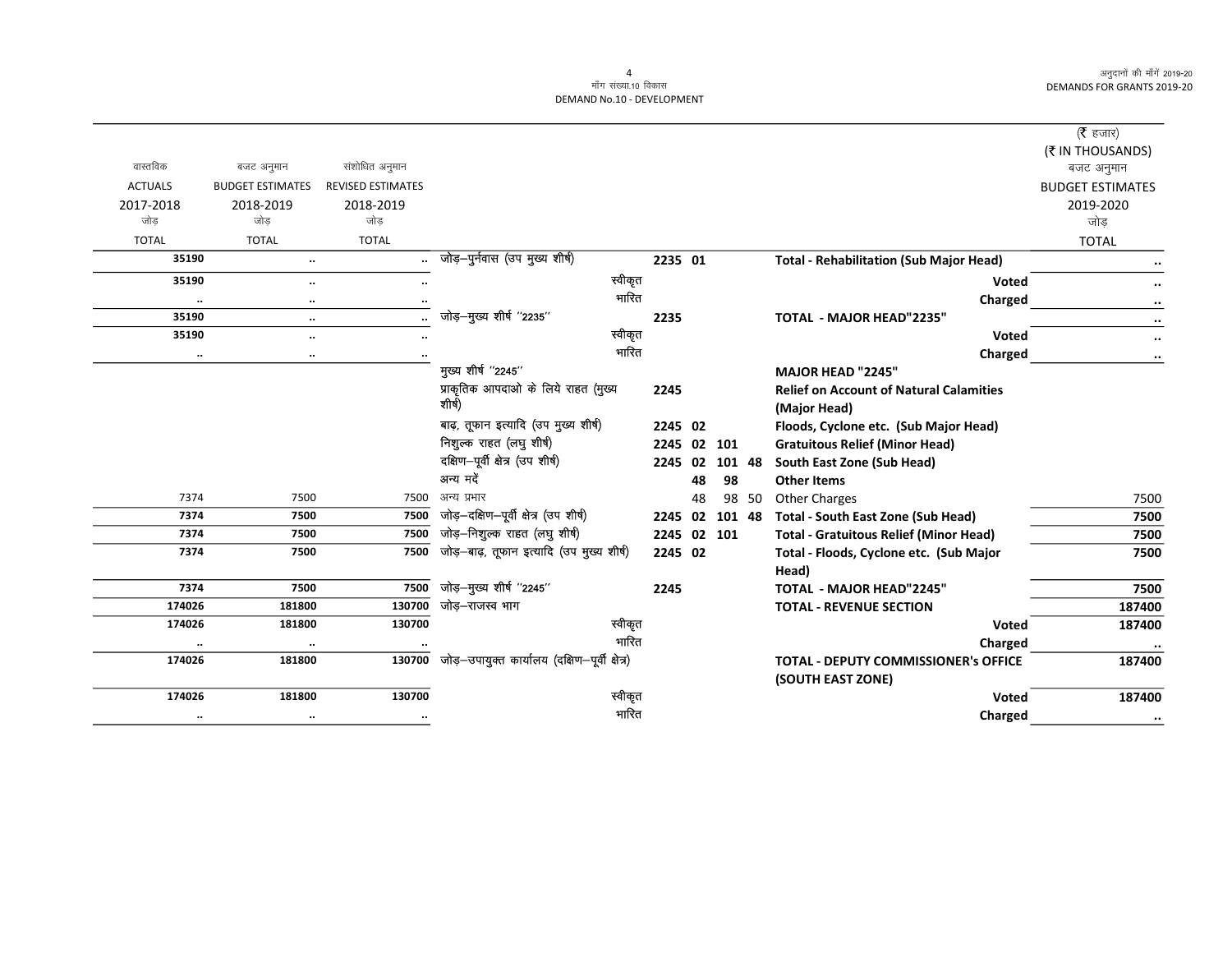| वास्तविक ACTUALS 2017-2018 जोड़ TOTAL | बजट अनुमान BUDGET ESTIMATES 2018-2019 जोड़ TOTAL | संशोधित अनुमान REVISED ESTIMATES 2018-2019 जोड़ TOTAL | | | | | | | (₹ हजार) (₹ IN THOUSANDS) बजट अनुमान BUDGET ESTIMATES 2019-2020 जोड़ TOTAL |
|---|---|---|---|---|---|---|---|---|---|
| 35190 | .. | .. | जोड़–पुर्नवास (उप मुख्य शीर्ष) | 2235 | 01 | | | Total - Rehabilitation (Sub Major Head) | .. |
| 35190 | .. | .. | स्वीकृत | | | | | Voted | .. |
| .. | .. | .. | भारित | | | | | Charged | .. |
| 35190 | .. | .. | जोड़–मुख्य शीर्ष "2235" | 2235 | | | | TOTAL - MAJOR HEAD"2235" | .. |
| 35190 | .. | .. | स्वीकृत | | | | | Voted | .. |
| .. | .. | .. | भारित | | | | | Charged | .. |
| | | | मुख्य शीर्ष "2245" | | | | | MAJOR HEAD "2245" | |
| | | | प्राकृतिक आपदाओ के लिये राहत (मुख्य शीर्ष) | 2245 | | | | Relief on Account of Natural Calamities (Major Head) | |
| | | | बाढ़, तूफान इत्यादि (उप मुख्य शीर्ष) | 2245 | 02 | | | Floods, Cyclone etc. (Sub Major Head) | |
| | | | निशुल्क राहत (लघु शीर्ष) | 2245 | 02 | 101 | | Gratuitous Relief (Minor Head) | |
| | | | दक्षिण–पूर्वी क्षेत्र (उप शीर्ष) | 2245 | 02 | 101 | 48 | South East Zone (Sub Head) | |
| | | | अन्य मदें | | 48 | 98 | | Other Items | |
| 7374 | 7500 | 7500 | अन्य प्रभार | | 48 | 98 | 50 | Other Charges | 7500 |
| 7374 | 7500 | 7500 | जोड़–दक्षिण–पूर्वी क्षेत्र (उप शीर्ष) | 2245 | 02 | 101 | 48 | Total - South East Zone (Sub Head) | 7500 |
| 7374 | 7500 | 7500 | जोड़–निशुल्क राहत (लघु शीर्ष) | 2245 | 02 | 101 | | Total - Gratuitous Relief (Minor Head) | 7500 |
| 7374 | 7500 | 7500 | जोड़–बाढ़, तूफान इत्यादि (उप मुख्य शीर्ष) | 2245 | 02 | | | Total - Floods, Cyclone etc. (Sub Major Head) | 7500 |
| 7374 | 7500 | 7500 | जोड़–मुख्य शीर्ष "2245" | 2245 | | | | TOTAL - MAJOR HEAD"2245" | 7500 |
| 174026 | 181800 | 130700 | जोड़–राजस्व भाग | | | | | TOTAL - REVENUE SECTION | 187400 |
| 174026 | 181800 | 130700 | स्वीकृत | | | | | Voted | 187400 |
| .. | .. | .. | भारित | | | | | Charged | .. |
| 174026 | 181800 | 130700 | जोड़–उपायुक्त कार्यालय (दक्षिण–पूर्वी क्षेत्र) | | | | | TOTAL - DEPUTY COMMISSIONER's OFFICE (SOUTH EAST ZONE) | 187400 |
| 174026 | 181800 | 130700 | स्वीकृत | | | | | Voted | 187400 |
| .. | .. | .. | भारित | | | | | Charged | .. |